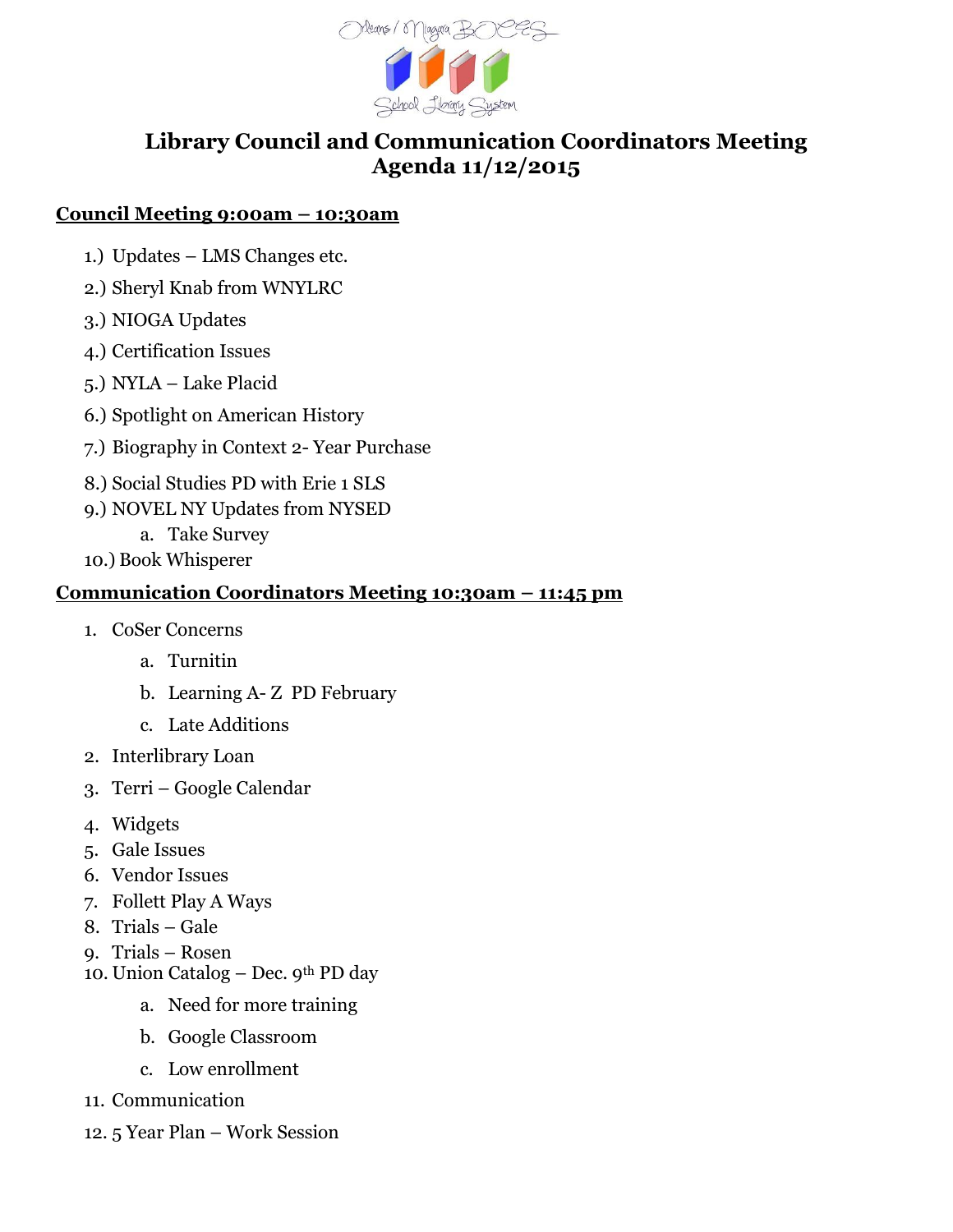Orleans / Niagara BOCES School Library System

# Library Council and Communication Coordinators Meeting
# Agenda 11/12/2015

## Council Meeting 9:00am – 10:30am

1.) Updates – LMS Changes etc.

2.) Sheryl Knab from WNYLRC

3.) NIOGA Updates

4.) Certification Issues

5.) NYLA – Lake Placid

6.) Spotlight on American History

7.) Biography in Context 2- Year Purchase

8.) Social Studies PD with Erie 1 SLS

9.) NOVEL NY Updates from NYSED

   a. Take Survey

10.) Book Whisperer

## Communication Coordinators Meeting 10:30am – 11:45 pm

1. CoSer Concerns
   a. Turnitin
   b. Learning A- Z PD February
   c. Late Additions
2. Interlibrary Loan
3. Terri – Google Calendar
4. Widgets
5. Gale Issues
6. Vendor Issues
7. Follett Play A Ways
8. Trials – Gale
9. Trials – Rosen
10. Union Catalog – Dec. 9th PD day
    a. Need for more training
    b. Google Classroom
    c. Low enrollment
11. Communication
12. 5 Year Plan – Work Session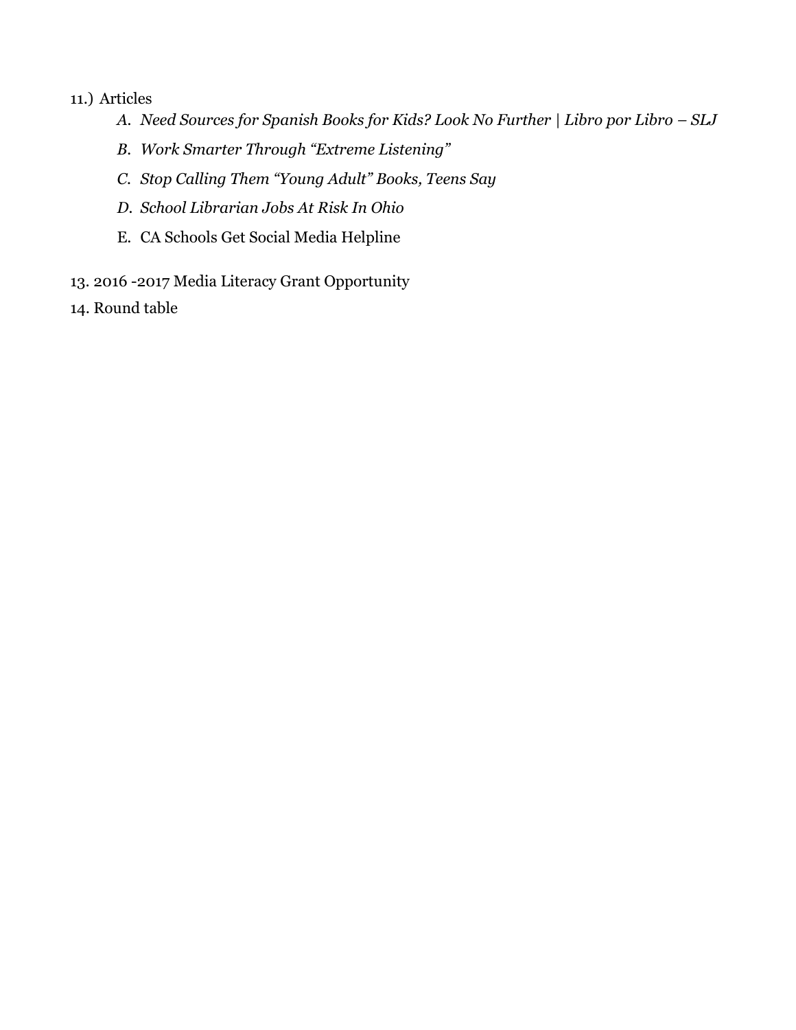11.) Articles

A. *Need Sources for Spanish Books for Kids? Look No Further | Libro por Libro – SLJ*

B. *Work Smarter Through "Extreme Listening"*

C. *Stop Calling Them "Young Adult" Books, Teens Say*

D. *School Librarian Jobs At Risk In Ohio*

E. CA Schools Get Social Media Helpline

13. 2016 -2017 Media Literacy Grant Opportunity

14. Round table